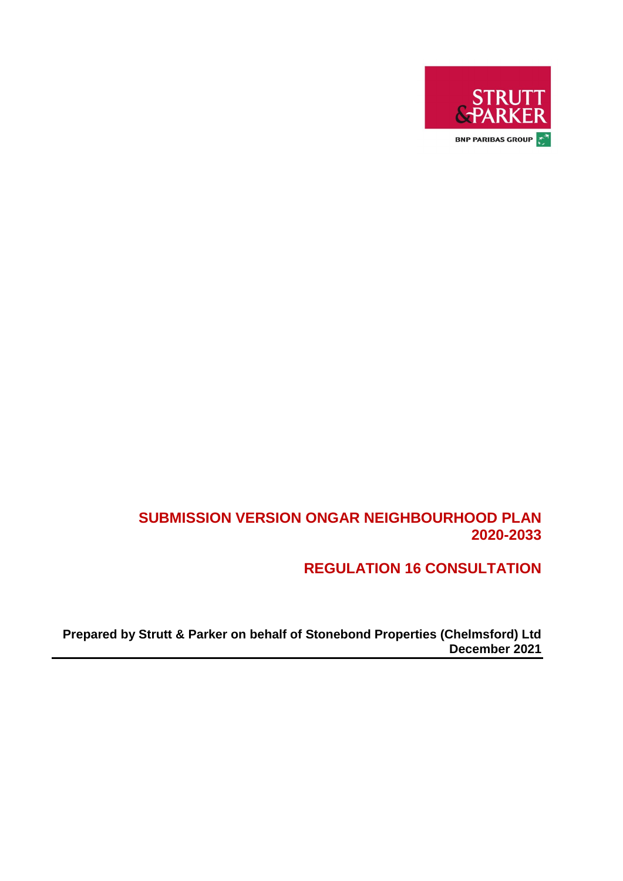STRUTT & PARKER

BNP PARIBAS GROUP

# SUBMISSION VERSION ONGAR NEIGHBOURHOOD PLAN 2020-2033

# REGULATION 16 CONSULTATION

**Prepared by Strutt & Parker on behalf of Stonebond Properties (Chelmsford) Ltd**
**December 2021**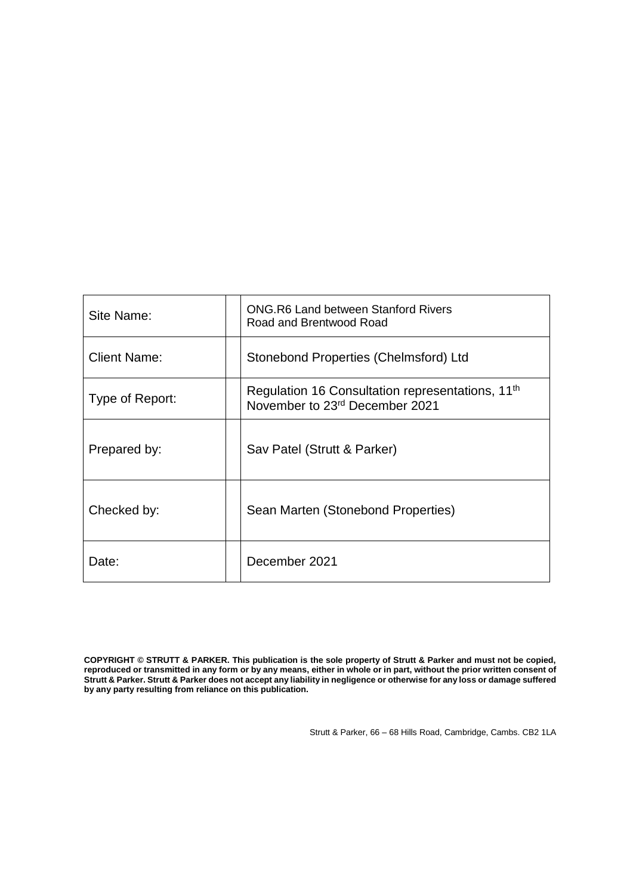| Site Name: | | ONG.R6 Land between Stanford Rivers Road and Brentwood Road |
|---|---|---|
| Client Name: | | Stonebond Properties (Chelmsford) Ltd |
| Type of Report: | | Regulation 16 Consultation representations, 11th November to 23rd December 2021 |
| Prepared by: | | Sav Patel (Strutt & Parker) |
| Checked by: | | Sean Marten (Stonebond Properties) |
| Date: | | December 2021 |

**COPYRIGHT © STRUTT & PARKER. This publication is the sole property of Strutt & Parker and must not be copied, reproduced or transmitted in any form or by any means, either in whole or in part, without the prior written consent of Strutt & Parker. Strutt & Parker does not accept any liability in negligence or otherwise for any loss or damage suffered by any party resulting from reliance on this publication.**

Strutt & Parker, 66 – 68 Hills Road, Cambridge, Cambs. CB2 1LA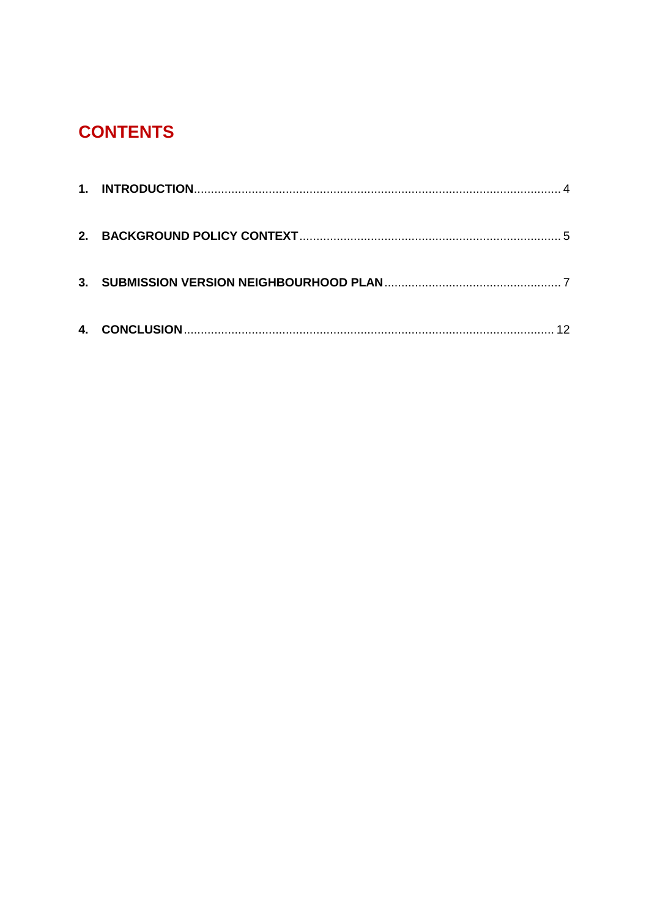# CONTENTS

1. **INTRODUCTION** ........................................................................................................... 4

2. **BACKGROUND POLICY CONTEXT** ............................................................................ 5

3. **SUBMISSION VERSION NEIGHBOURHOOD PLAN** .................................................... 7

4. **CONCLUSION** ............................................................................................................ 12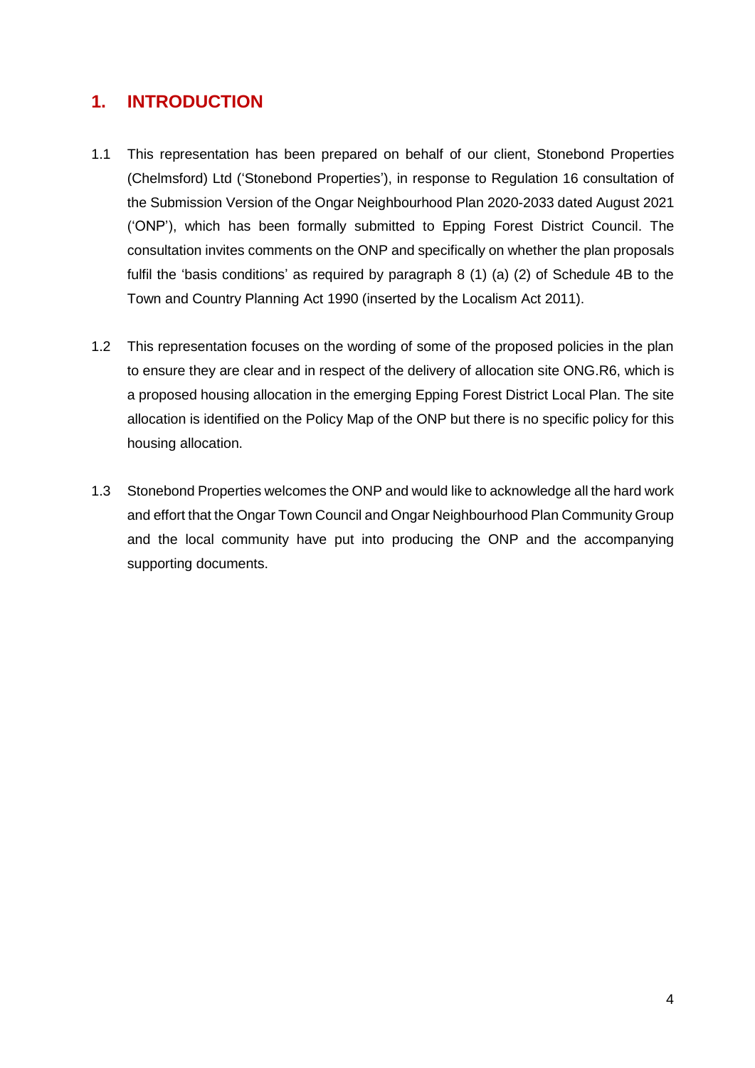## 1. INTRODUCTION

1.1 This representation has been prepared on behalf of our client, Stonebond Properties (Chelmsford) Ltd ('Stonebond Properties'), in response to Regulation 16 consultation of the Submission Version of the Ongar Neighbourhood Plan 2020-2033 dated August 2021 ('ONP'), which has been formally submitted to Epping Forest District Council. The consultation invites comments on the ONP and specifically on whether the plan proposals fulfil the 'basis conditions' as required by paragraph 8 (1) (a) (2) of Schedule 4B to the Town and Country Planning Act 1990 (inserted by the Localism Act 2011).

1.2 This representation focuses on the wording of some of the proposed policies in the plan to ensure they are clear and in respect of the delivery of allocation site ONG.R6, which is a proposed housing allocation in the emerging Epping Forest District Local Plan. The site allocation is identified on the Policy Map of the ONP but there is no specific policy for this housing allocation.

1.3 Stonebond Properties welcomes the ONP and would like to acknowledge all the hard work and effort that the Ongar Town Council and Ongar Neighbourhood Plan Community Group and the local community have put into producing the ONP and the accompanying supporting documents.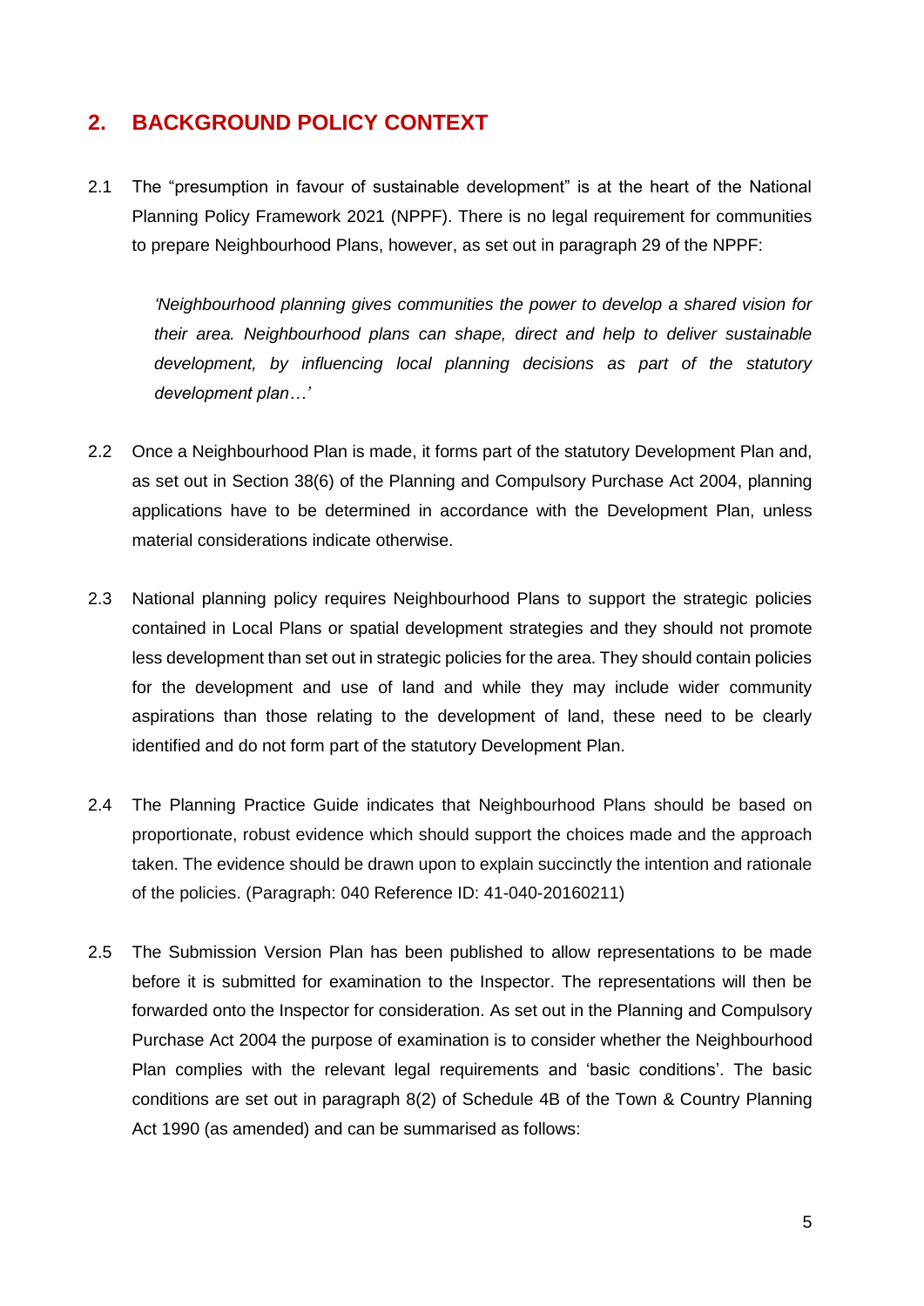## 2. BACKGROUND POLICY CONTEXT

2.1 The "presumption in favour of sustainable development" is at the heart of the National Planning Policy Framework 2021 (NPPF). There is no legal requirement for communities to prepare Neighbourhood Plans, however, as set out in paragraph 29 of the NPPF:

> *'Neighbourhood planning gives communities the power to develop a shared vision for their area. Neighbourhood plans can shape, direct and help to deliver sustainable development, by influencing local planning decisions as part of the statutory development plan…'*

2.2 Once a Neighbourhood Plan is made, it forms part of the statutory Development Plan and, as set out in Section 38(6) of the Planning and Compulsory Purchase Act 2004, planning applications have to be determined in accordance with the Development Plan, unless material considerations indicate otherwise.

2.3 National planning policy requires Neighbourhood Plans to support the strategic policies contained in Local Plans or spatial development strategies and they should not promote less development than set out in strategic policies for the area. They should contain policies for the development and use of land and while they may include wider community aspirations than those relating to the development of land, these need to be clearly identified and do not form part of the statutory Development Plan.

2.4 The Planning Practice Guide indicates that Neighbourhood Plans should be based on proportionate, robust evidence which should support the choices made and the approach taken. The evidence should be drawn upon to explain succinctly the intention and rationale of the policies. (Paragraph: 040 Reference ID: 41-040-20160211)

2.5 The Submission Version Plan has been published to allow representations to be made before it is submitted for examination to the Inspector. The representations will then be forwarded onto the Inspector for consideration. As set out in the Planning and Compulsory Purchase Act 2004 the purpose of examination is to consider whether the Neighbourhood Plan complies with the relevant legal requirements and 'basic conditions'. The basic conditions are set out in paragraph 8(2) of Schedule 4B of the Town & Country Planning Act 1990 (as amended) and can be summarised as follows: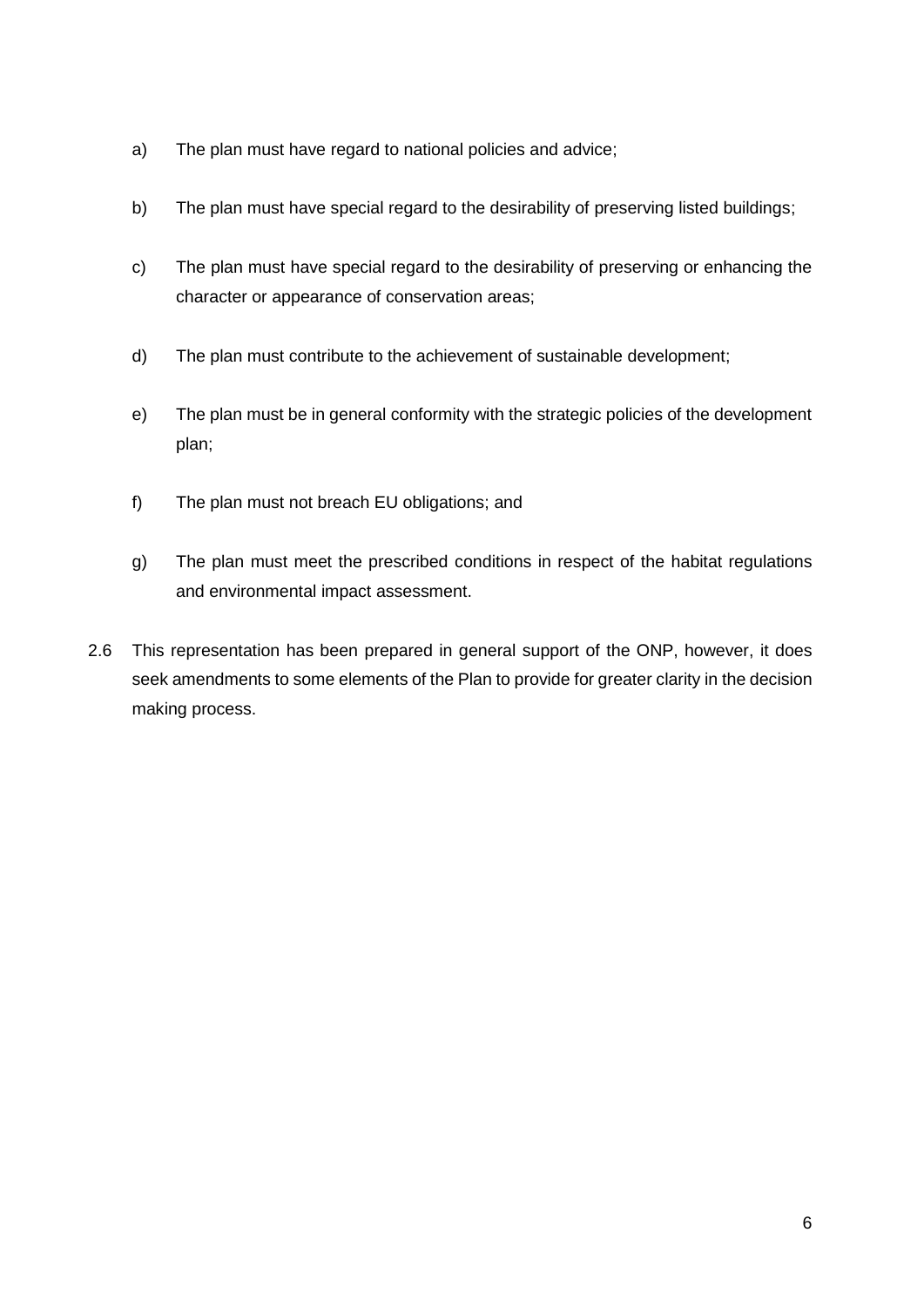a) The plan must have regard to national policies and advice;

b) The plan must have special regard to the desirability of preserving listed buildings;

c) The plan must have special regard to the desirability of preserving or enhancing the character or appearance of conservation areas;

d) The plan must contribute to the achievement of sustainable development;

e) The plan must be in general conformity with the strategic policies of the development plan;

f) The plan must not breach EU obligations; and

g) The plan must meet the prescribed conditions in respect of the habitat regulations and environmental impact assessment.

2.6 This representation has been prepared in general support of the ONP, however, it does seek amendments to some elements of the Plan to provide for greater clarity in the decision making process.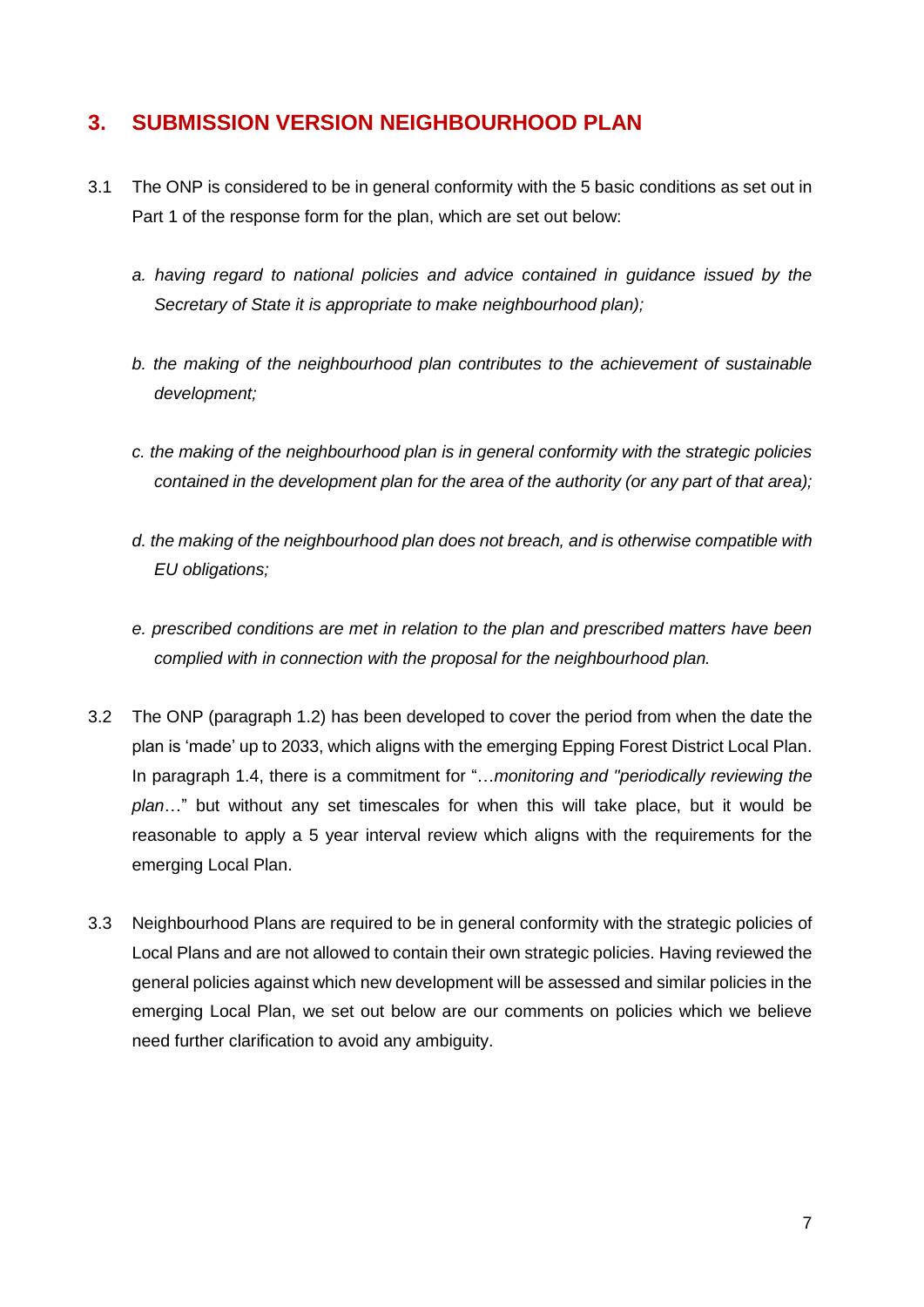## 3. SUBMISSION VERSION NEIGHBOURHOOD PLAN

3.1 The ONP is considered to be in general conformity with the 5 basic conditions as set out in Part 1 of the response form for the plan, which are set out below:

*a. having regard to national policies and advice contained in guidance issued by the Secretary of State it is appropriate to make neighbourhood plan);*

*b. the making of the neighbourhood plan contributes to the achievement of sustainable development;*

*c. the making of the neighbourhood plan is in general conformity with the strategic policies contained in the development plan for the area of the authority (or any part of that area);*

*d. the making of the neighbourhood plan does not breach, and is otherwise compatible with EU obligations;*

*e. prescribed conditions are met in relation to the plan and prescribed matters have been complied with in connection with the proposal for the neighbourhood plan.*

3.2 The ONP (paragraph 1.2) has been developed to cover the period from when the date the plan is 'made' up to 2033, which aligns with the emerging Epping Forest District Local Plan. In paragraph 1.4, there is a commitment for "…*monitoring and "periodically reviewing the plan*…" but without any set timescales for when this will take place, but it would be reasonable to apply a 5 year interval review which aligns with the requirements for the emerging Local Plan.

3.3 Neighbourhood Plans are required to be in general conformity with the strategic policies of Local Plans and are not allowed to contain their own strategic policies. Having reviewed the general policies against which new development will be assessed and similar policies in the emerging Local Plan, we set out below are our comments on policies which we believe need further clarification to avoid any ambiguity.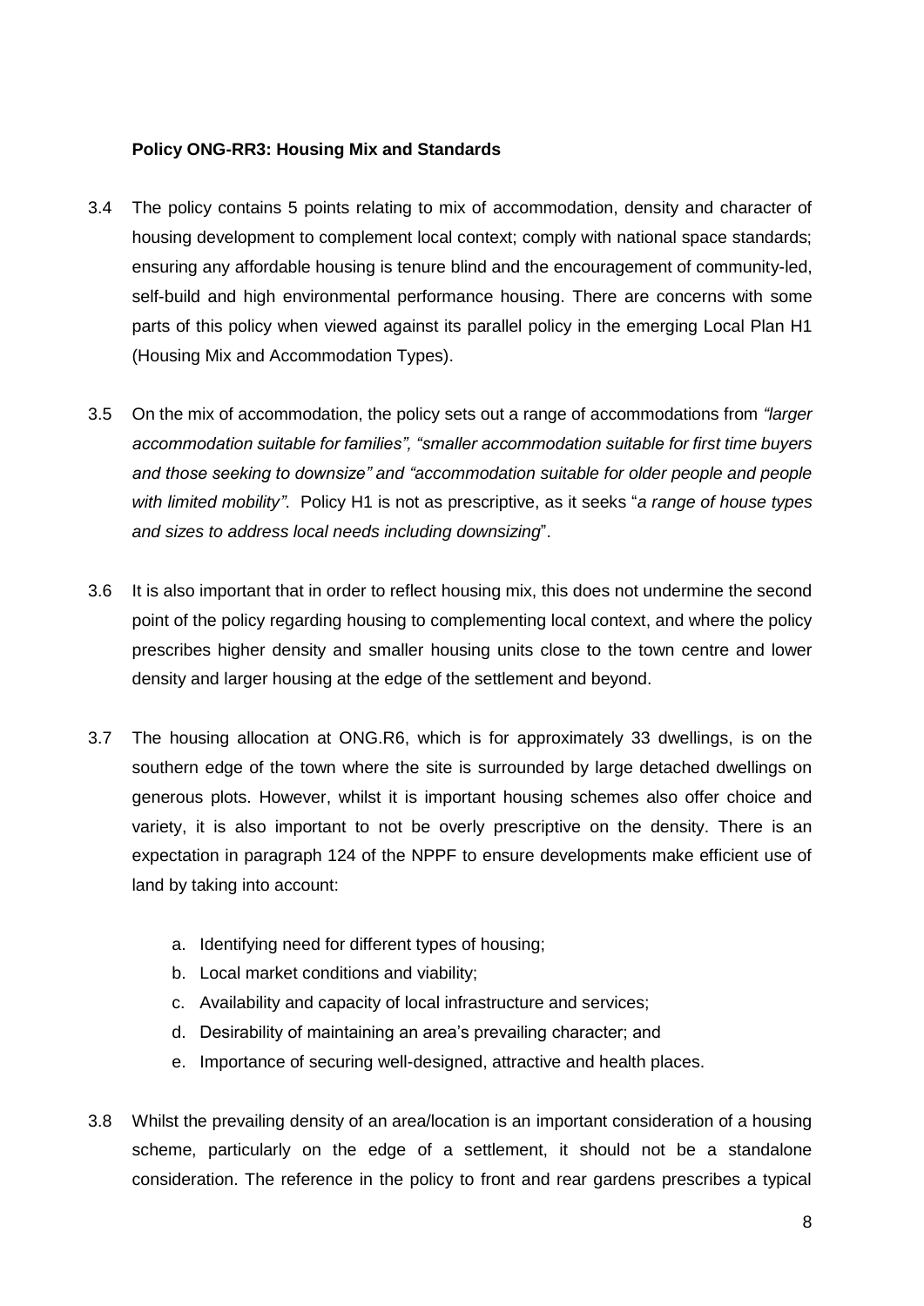**Policy ONG-RR3: Housing Mix and Standards**

3.4 The policy contains 5 points relating to mix of accommodation, density and character of housing development to complement local context; comply with national space standards; ensuring any affordable housing is tenure blind and the encouragement of community-led, self-build and high environmental performance housing. There are concerns with some parts of this policy when viewed against its parallel policy in the emerging Local Plan H1 (Housing Mix and Accommodation Types).

3.5 On the mix of accommodation, the policy sets out a range of accommodations from *"larger accommodation suitable for families", "smaller accommodation suitable for first time buyers and those seeking to downsize" and "accommodation suitable for older people and people with limited mobility"*. Policy H1 is not as prescriptive, as it seeks "*a range of house types and sizes to address local needs including downsizing*".

3.6 It is also important that in order to reflect housing mix, this does not undermine the second point of the policy regarding housing to complementing local context, and where the policy prescribes higher density and smaller housing units close to the town centre and lower density and larger housing at the edge of the settlement and beyond.

3.7 The housing allocation at ONG.R6, which is for approximately 33 dwellings, is on the southern edge of the town where the site is surrounded by large detached dwellings on generous plots. However, whilst it is important housing schemes also offer choice and variety, it is also important to not be overly prescriptive on the density. There is an expectation in paragraph 124 of the NPPF to ensure developments make efficient use of land by taking into account:

   a. Identifying need for different types of housing;
   b. Local market conditions and viability;
   c. Availability and capacity of local infrastructure and services;
   d. Desirability of maintaining an area's prevailing character; and
   e. Importance of securing well-designed, attractive and health places.

3.8 Whilst the prevailing density of an area/location is an important consideration of a housing scheme, particularly on the edge of a settlement, it should not be a standalone consideration. The reference in the policy to front and rear gardens prescribes a typical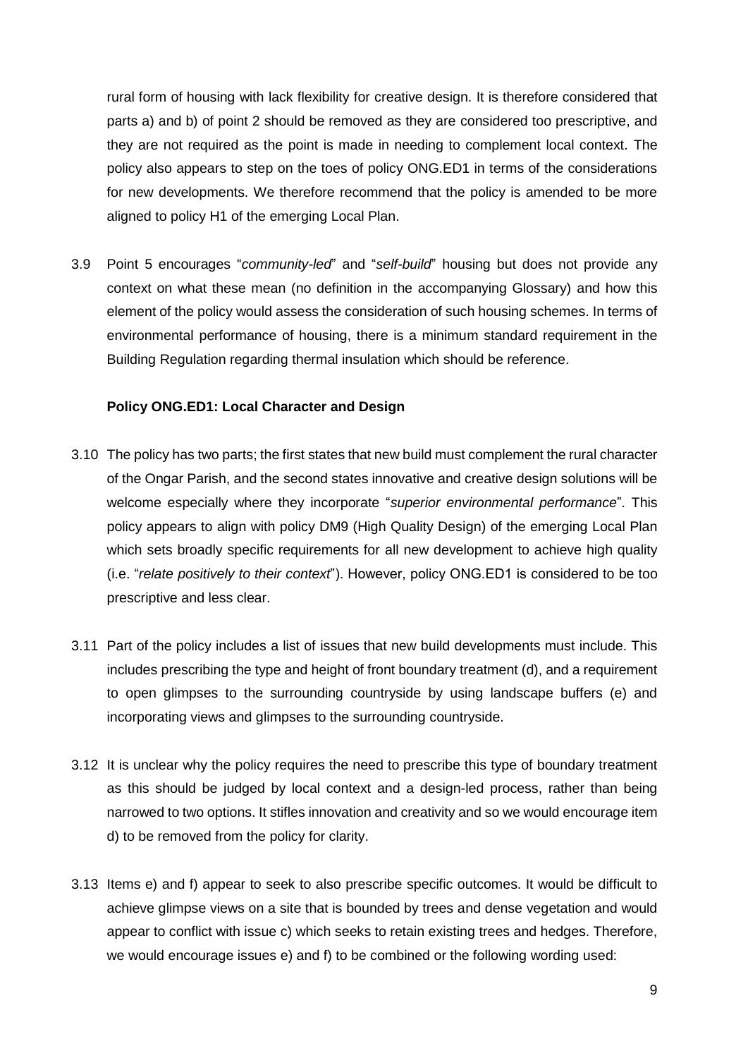rural form of housing with lack flexibility for creative design. It is therefore considered that parts a) and b) of point 2 should be removed as they are considered too prescriptive, and they are not required as the point is made in needing to complement local context. The policy also appears to step on the toes of policy ONG.ED1 in terms of the considerations for new developments. We therefore recommend that the policy is amended to be more aligned to policy H1 of the emerging Local Plan.

3.9 Point 5 encourages "*community-led*" and "*self-build*" housing but does not provide any context on what these mean (no definition in the accompanying Glossary) and how this element of the policy would assess the consideration of such housing schemes. In terms of environmental performance of housing, there is a minimum standard requirement in the Building Regulation regarding thermal insulation which should be reference.

**Policy ONG.ED1: Local Character and Design**

3.10 The policy has two parts; the first states that new build must complement the rural character of the Ongar Parish, and the second states innovative and creative design solutions will be welcome especially where they incorporate "*superior environmental performance*". This policy appears to align with policy DM9 (High Quality Design) of the emerging Local Plan which sets broadly specific requirements for all new development to achieve high quality (i.e. "*relate positively to their context*"). However, policy ONG.ED1 is considered to be too prescriptive and less clear.

3.11 Part of the policy includes a list of issues that new build developments must include. This includes prescribing the type and height of front boundary treatment (d), and a requirement to open glimpses to the surrounding countryside by using landscape buffers (e) and incorporating views and glimpses to the surrounding countryside.

3.12 It is unclear why the policy requires the need to prescribe this type of boundary treatment as this should be judged by local context and a design-led process, rather than being narrowed to two options. It stifles innovation and creativity and so we would encourage item d) to be removed from the policy for clarity.

3.13 Items e) and f) appear to seek to also prescribe specific outcomes. It would be difficult to achieve glimpse views on a site that is bounded by trees and dense vegetation and would appear to conflict with issue c) which seeks to retain existing trees and hedges. Therefore, we would encourage issues e) and f) to be combined or the following wording used: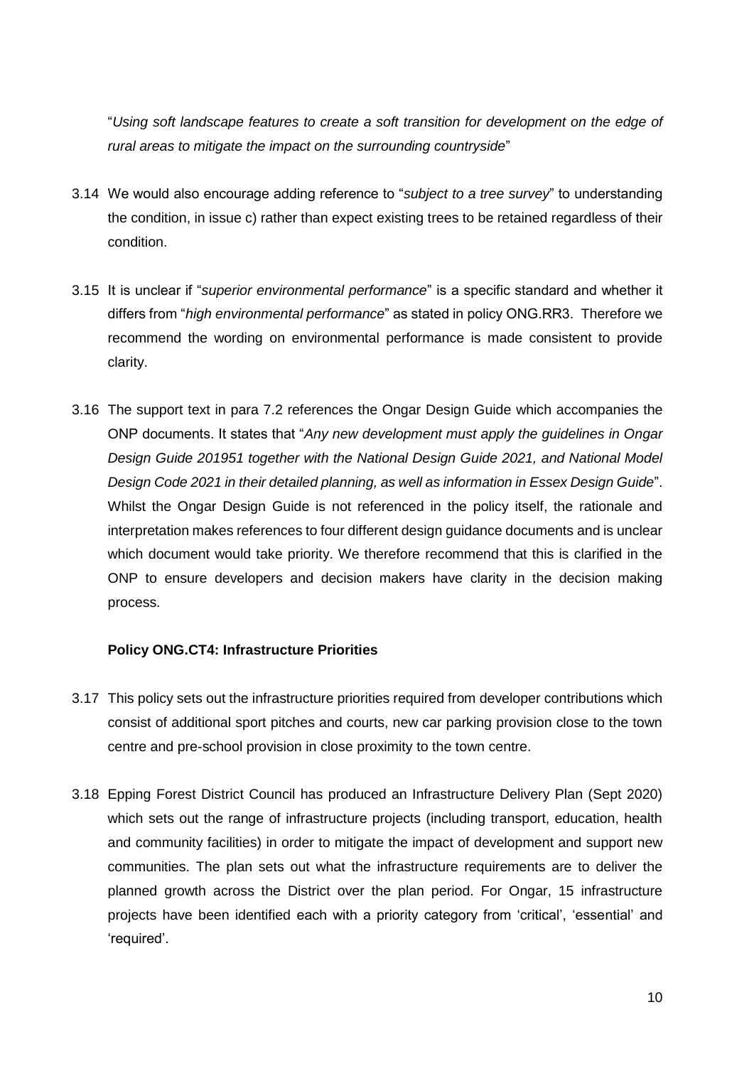"*Using soft landscape features to create a soft transition for development on the edge of rural areas to mitigate the impact on the surrounding countryside*"

3.14 We would also encourage adding reference to "*subject to a tree survey*" to understanding the condition, in issue c) rather than expect existing trees to be retained regardless of their condition.

3.15 It is unclear if "*superior environmental performance*" is a specific standard and whether it differs from "*high environmental performance*" as stated in policy ONG.RR3. Therefore we recommend the wording on environmental performance is made consistent to provide clarity.

3.16 The support text in para 7.2 references the Ongar Design Guide which accompanies the ONP documents. It states that "*Any new development must apply the guidelines in Ongar Design Guide 201951 together with the National Design Guide 2021, and National Model Design Code 2021 in their detailed planning, as well as information in Essex Design Guide*". Whilst the Ongar Design Guide is not referenced in the policy itself, the rationale and interpretation makes references to four different design guidance documents and is unclear which document would take priority. We therefore recommend that this is clarified in the ONP to ensure developers and decision makers have clarity in the decision making process.

**Policy ONG.CT4: Infrastructure Priorities**

3.17 This policy sets out the infrastructure priorities required from developer contributions which consist of additional sport pitches and courts, new car parking provision close to the town centre and pre-school provision in close proximity to the town centre.

3.18 Epping Forest District Council has produced an Infrastructure Delivery Plan (Sept 2020) which sets out the range of infrastructure projects (including transport, education, health and community facilities) in order to mitigate the impact of development and support new communities. The plan sets out what the infrastructure requirements are to deliver the planned growth across the District over the plan period. For Ongar, 15 infrastructure projects have been identified each with a priority category from 'critical', 'essential' and 'required'.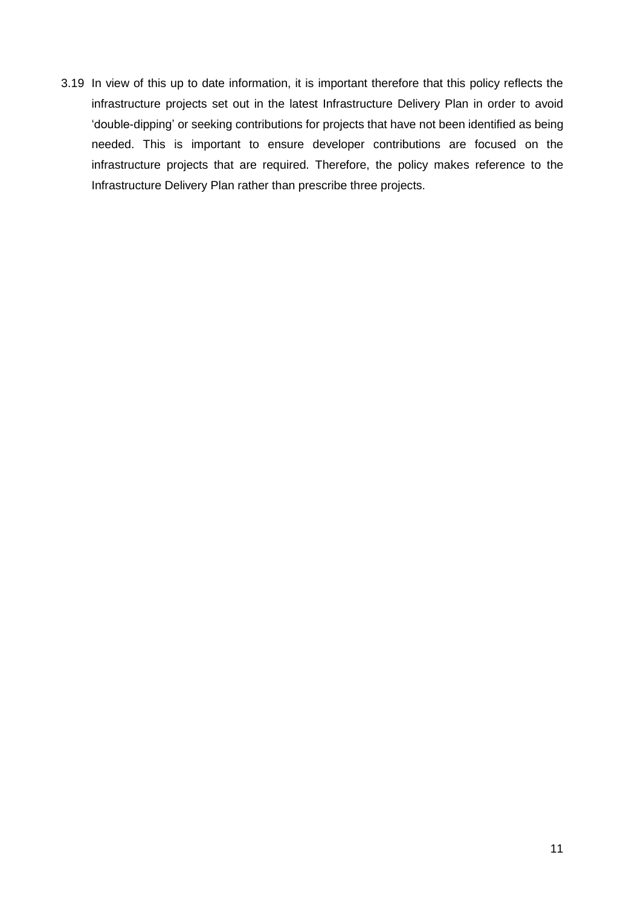3.19 In view of this up to date information, it is important therefore that this policy reflects the infrastructure projects set out in the latest Infrastructure Delivery Plan in order to avoid 'double-dipping' or seeking contributions for projects that have not been identified as being needed. This is important to ensure developer contributions are focused on the infrastructure projects that are required. Therefore, the policy makes reference to the Infrastructure Delivery Plan rather than prescribe three projects.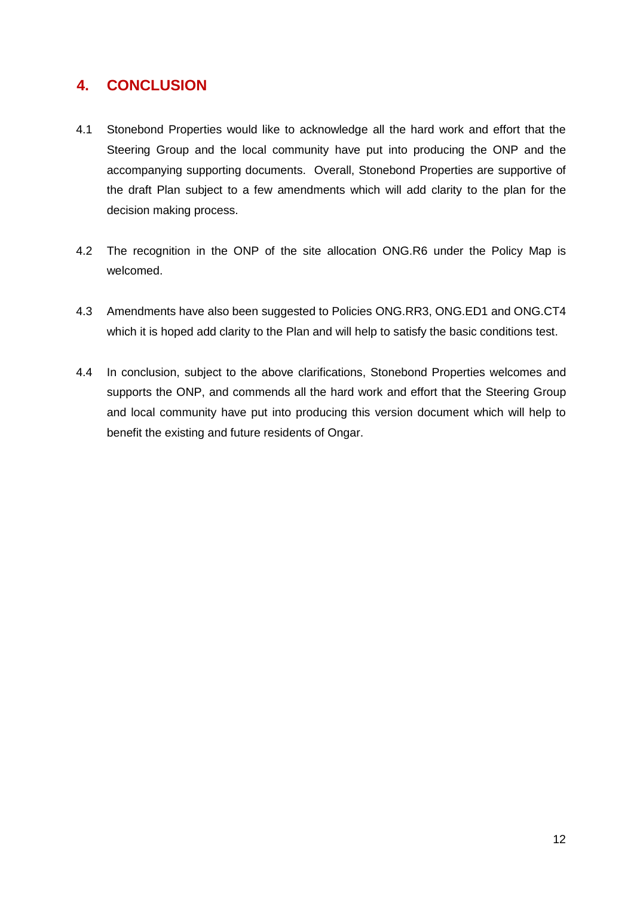## 4. CONCLUSION

4.1 Stonebond Properties would like to acknowledge all the hard work and effort that the Steering Group and the local community have put into producing the ONP and the accompanying supporting documents. Overall, Stonebond Properties are supportive of the draft Plan subject to a few amendments which will add clarity to the plan for the decision making process.

4.2 The recognition in the ONP of the site allocation ONG.R6 under the Policy Map is welcomed.

4.3 Amendments have also been suggested to Policies ONG.RR3, ONG.ED1 and ONG.CT4 which it is hoped add clarity to the Plan and will help to satisfy the basic conditions test.

4.4 In conclusion, subject to the above clarifications, Stonebond Properties welcomes and supports the ONP, and commends all the hard work and effort that the Steering Group and local community have put into producing this version document which will help to benefit the existing and future residents of Ongar.